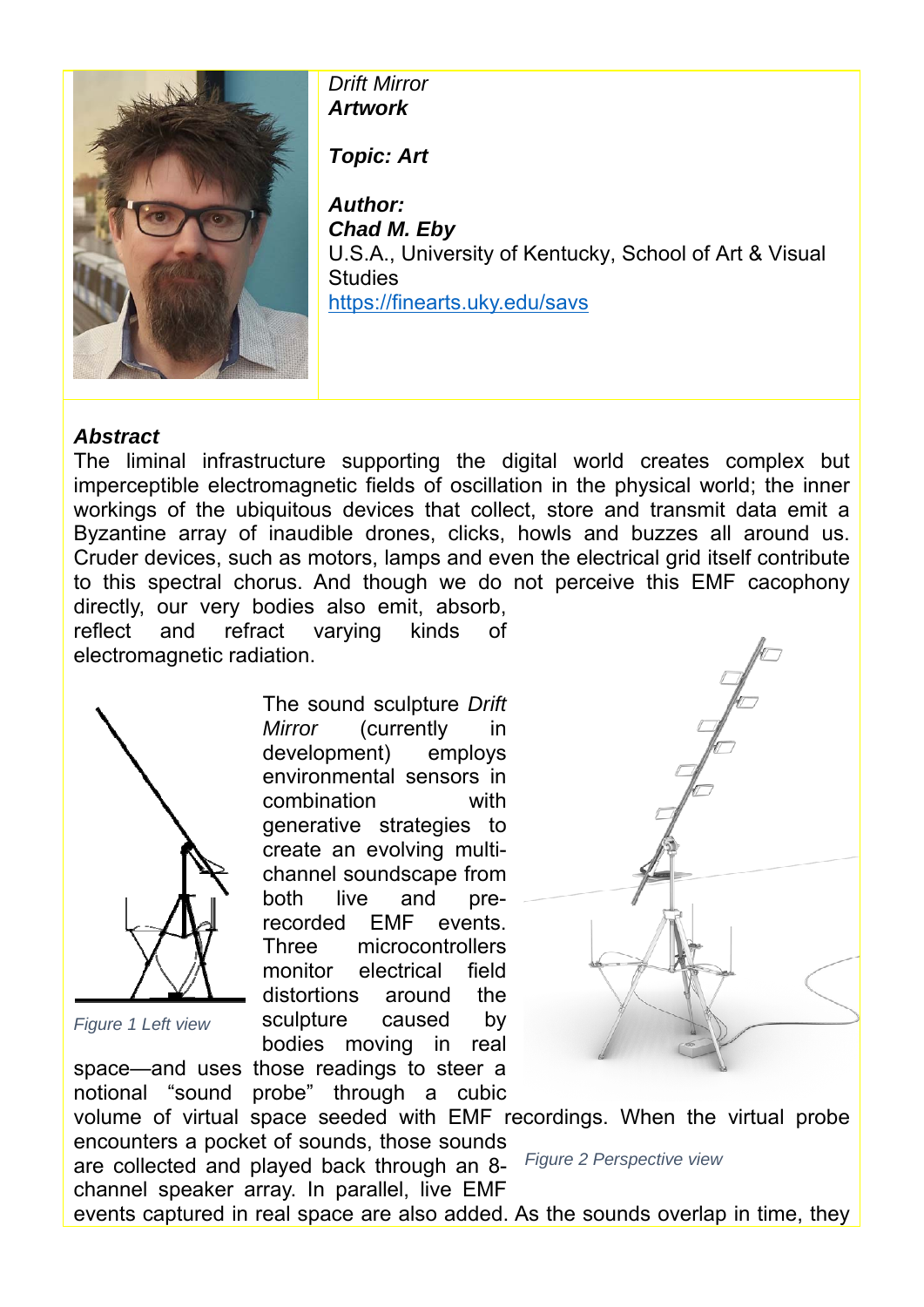*Drift Mirror*
***Artwork***

***Topic: Art***

***Author:***
***Chad M. Eby***
U.S.A., University of Kentucky, School of Art & Visual Studies
https://finearts.uky.edu/savs

### *Abstract*

The liminal infrastructure supporting the digital world creates complex but imperceptible electromagnetic fields of oscillation in the physical world; the inner workings of the ubiquitous devices that collect, store and transmit data emit a Byzantine array of inaudible drones, clicks, howls and buzzes all around us. Cruder devices, such as motors, lamps and even the electrical grid itself contribute to this spectral chorus. And though we do not perceive this EMF cacophony directly, our very bodies also emit, absorb, reflect and refract varying kinds of electromagnetic radiation.

*Figure 1 Left view*

*Figure 2 Perspective view*

The sound sculpture *Drift Mirror* (currently in development) employs environmental sensors in combination with generative strategies to create an evolving multi-channel soundscape from both live and pre-recorded EMF events. Three microcontrollers monitor electrical field distortions around the sculpture caused by bodies moving in real space—and uses those readings to steer a notional "sound probe" through a cubic volume of virtual space seeded with EMF recordings. When the virtual probe encounters a pocket of sounds, those sounds are collected and played back through an 8-channel speaker array. In parallel, live EMF events captured in real space are also added. As the sounds overlap in time, they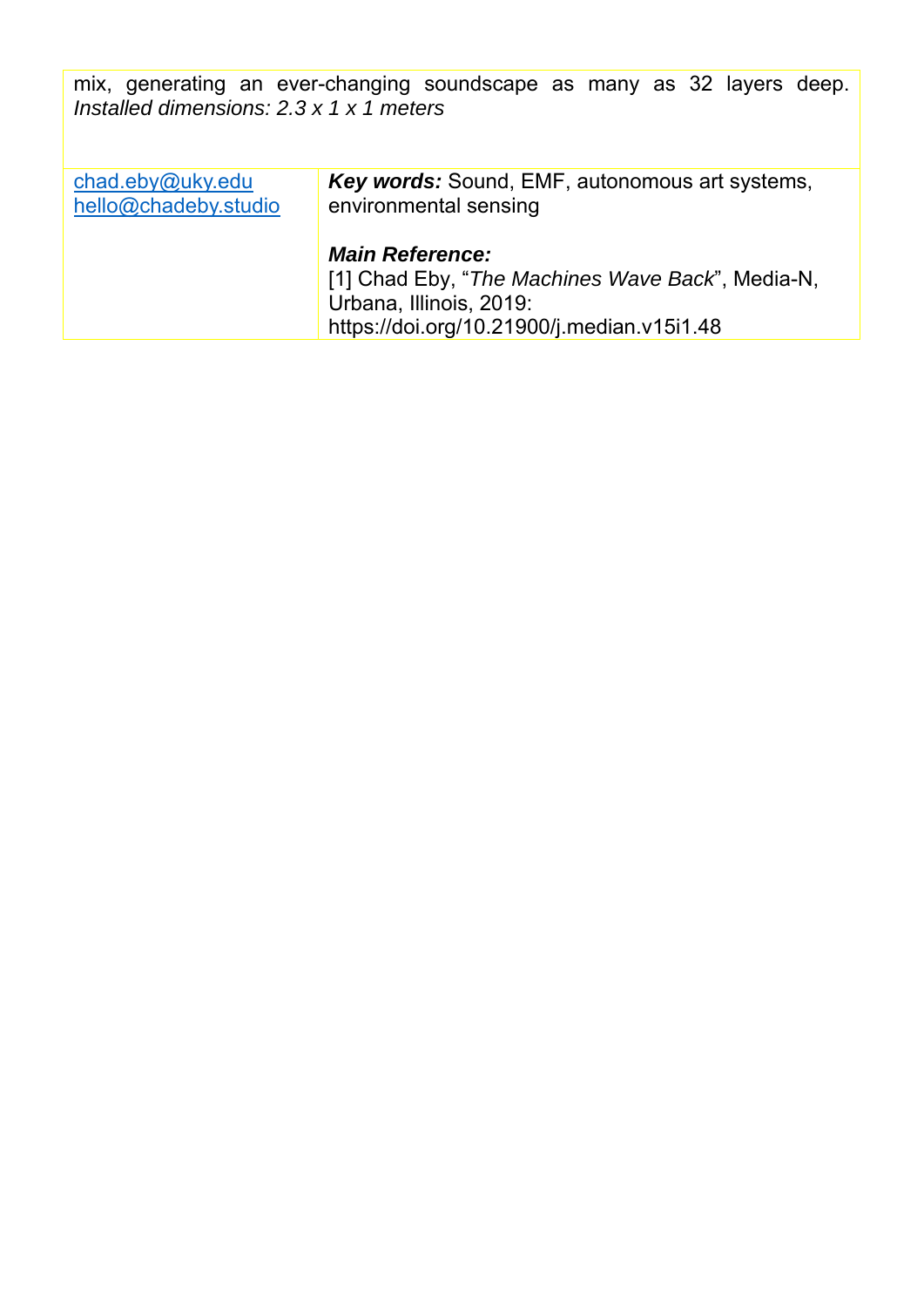mix, generating an ever-changing soundscape as many as 32 layers deep. *Installed dimensions: 2.3 x 1 x 1 meters*

| | |
|---|---|
| chad.eby@uky.edu<br>hello@chadeby.studio | ***Key words:*** Sound, EMF, autonomous art systems, environmental sensing<br><br>***Main Reference:***<br>[1] Chad Eby, "*The Machines Wave Back*", Media-N, Urbana, Illinois, 2019: https://doi.org/10.21900/j.median.v15i1.48 |